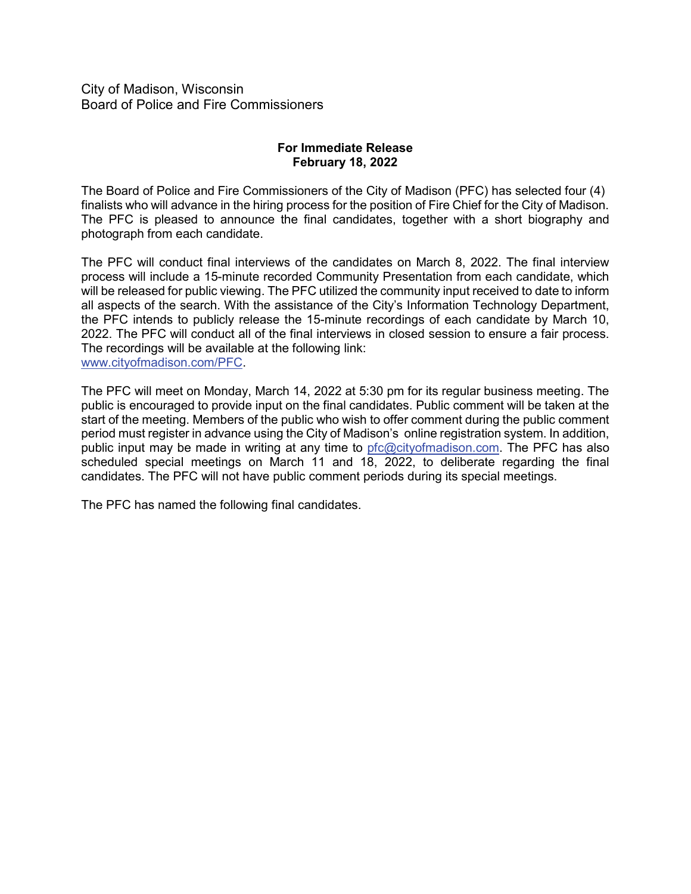City of Madison, Wisconsin
Board of Police and Fire Commissioners

**For Immediate Release**
**February 18, 2022**

The Board of Police and Fire Commissioners of the City of Madison (PFC) has selected four (4) finalists who will advance in the hiring process for the position of Fire Chief for the City of Madison. The PFC is pleased to announce the final candidates, together with a short biography and photograph from each candidate.

The PFC will conduct final interviews of the candidates on March 8, 2022. The final interview process will include a 15-minute recorded Community Presentation from each candidate, which will be released for public viewing. The PFC utilized the community input received to date to inform all aspects of the search. With the assistance of the City's Information Technology Department, the PFC intends to publicly release the 15-minute recordings of each candidate by March 10, 2022. The PFC will conduct all of the final interviews in closed session to ensure a fair process. The recordings will be available at the following link: [www.cityofmadison.com/PFC](www.cityofmadison.com/PFC).

The PFC will meet on Monday, March 14, 2022 at 5:30 pm for its regular business meeting. The public is encouraged to provide input on the final candidates. Public comment will be taken at the start of the meeting. Members of the public who wish to offer comment during the public comment period must register in advance using the City of Madison's online registration system. In addition, public input may be made in writing at any time to [pfc@cityofmadison.com](mailto:pfc@cityofmadison.com). The PFC has also scheduled special meetings on March 11 and 18, 2022, to deliberate regarding the final candidates. The PFC will not have public comment periods during its special meetings.

The PFC has named the following final candidates.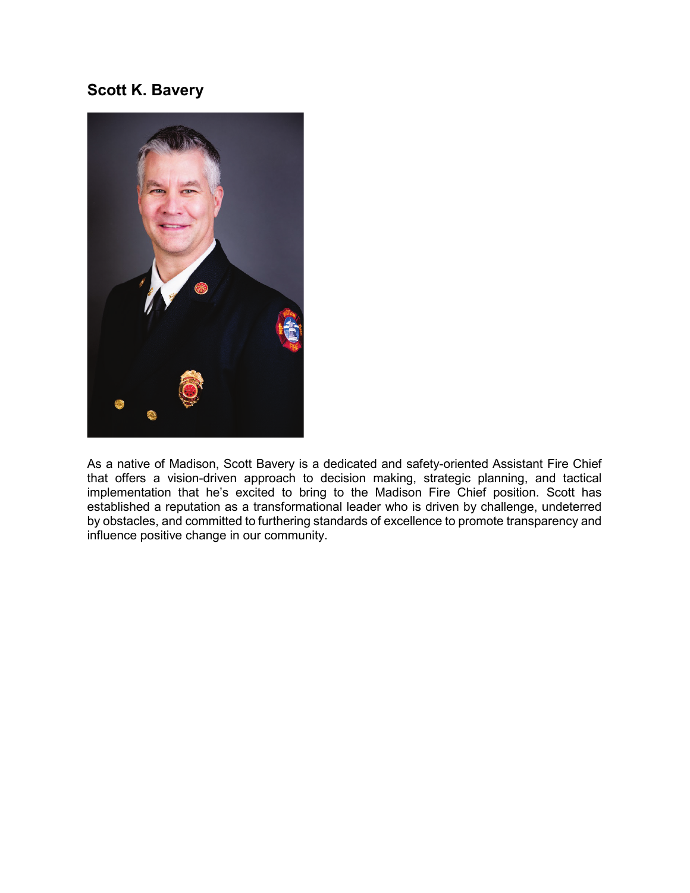## Scott K. Bavery

As a native of Madison, Scott Bavery is a dedicated and safety-oriented Assistant Fire Chief that offers a vision-driven approach to decision making, strategic planning, and tactical implementation that he's excited to bring to the Madison Fire Chief position. Scott has established a reputation as a transformational leader who is driven by challenge, undeterred by obstacles, and committed to furthering standards of excellence to promote transparency and influence positive change in our community.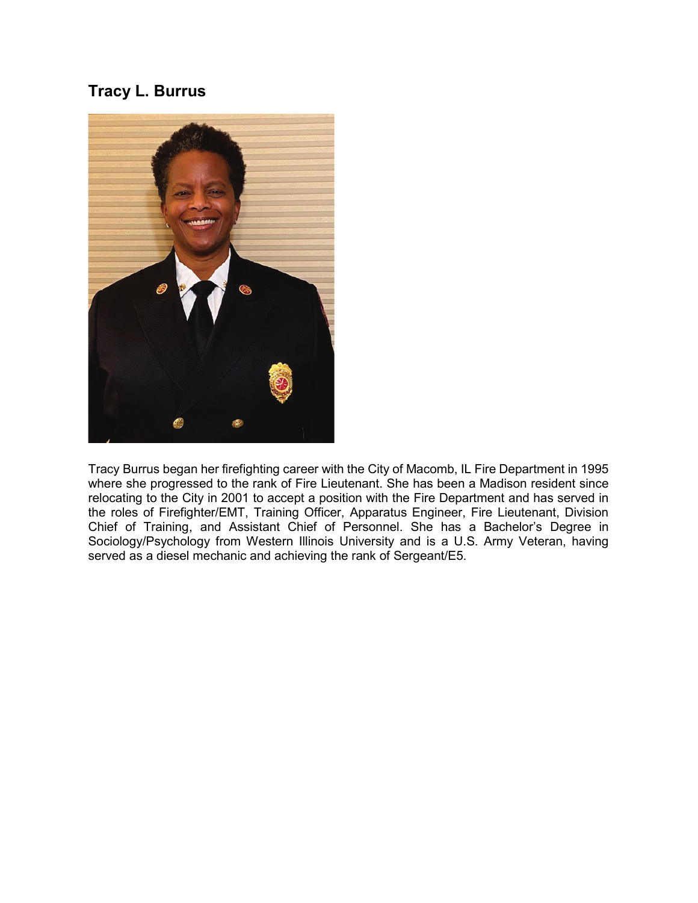## Tracy L. Burrus

Tracy Burrus began her firefighting career with the City of Macomb, IL Fire Department in 1995 where she progressed to the rank of Fire Lieutenant. She has been a Madison resident since relocating to the City in 2001 to accept a position with the Fire Department and has served in the roles of Firefighter/EMT, Training Officer, Apparatus Engineer, Fire Lieutenant, Division Chief of Training, and Assistant Chief of Personnel. She has a Bachelor's Degree in Sociology/Psychology from Western Illinois University and is a U.S. Army Veteran, having served as a diesel mechanic and achieving the rank of Sergeant/E5.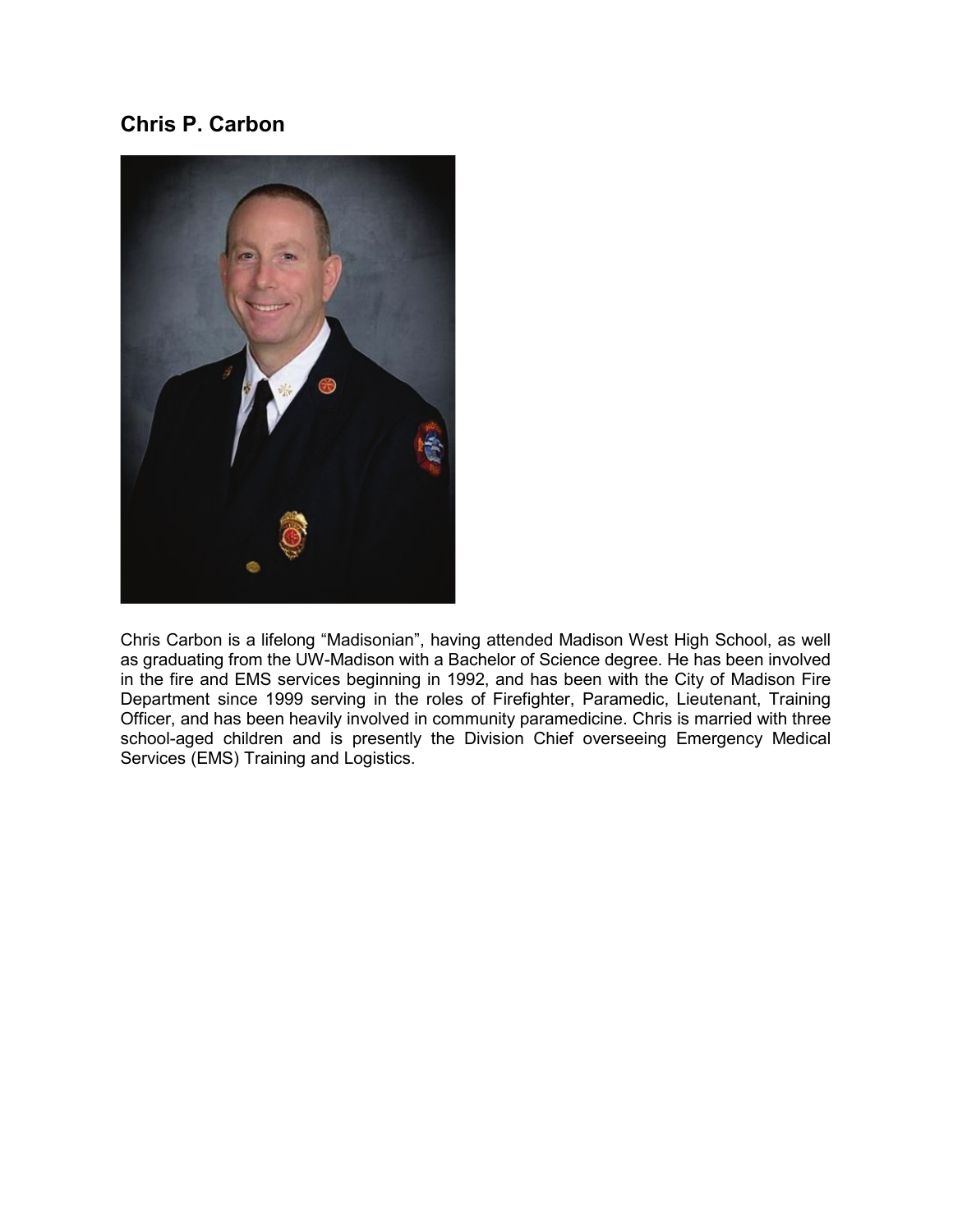## Chris P. Carbon

Chris Carbon is a lifelong "Madisonian", having attended Madison West High School, as well as graduating from the UW-Madison with a Bachelor of Science degree. He has been involved in the fire and EMS services beginning in 1992, and has been with the City of Madison Fire Department since 1999 serving in the roles of Firefighter, Paramedic, Lieutenant, Training Officer, and has been heavily involved in community paramedicine. Chris is married with three school-aged children and is presently the Division Chief overseeing Emergency Medical Services (EMS) Training and Logistics.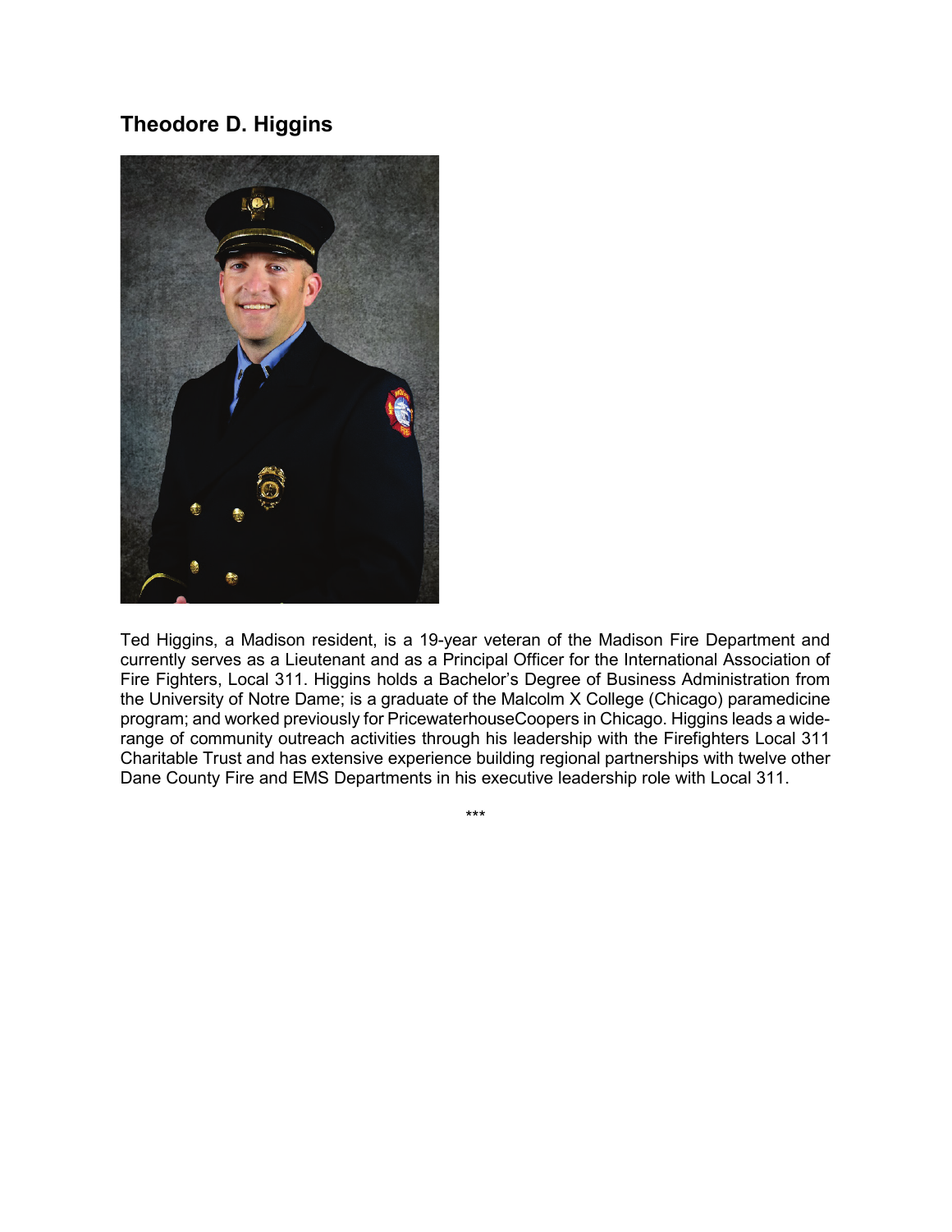## Theodore D. Higgins

Ted Higgins, a Madison resident, is a 19-year veteran of the Madison Fire Department and currently serves as a Lieutenant and as a Principal Officer for the International Association of Fire Fighters, Local 311. Higgins holds a Bachelor's Degree of Business Administration from the University of Notre Dame; is a graduate of the Malcolm X College (Chicago) paramedicine program; and worked previously for PricewaterhouseCoopers in Chicago. Higgins leads a wide-range of community outreach activities through his leadership with the Firefighters Local 311 Charitable Trust and has extensive experience building regional partnerships with twelve other Dane County Fire and EMS Departments in his executive leadership role with Local 311.

***